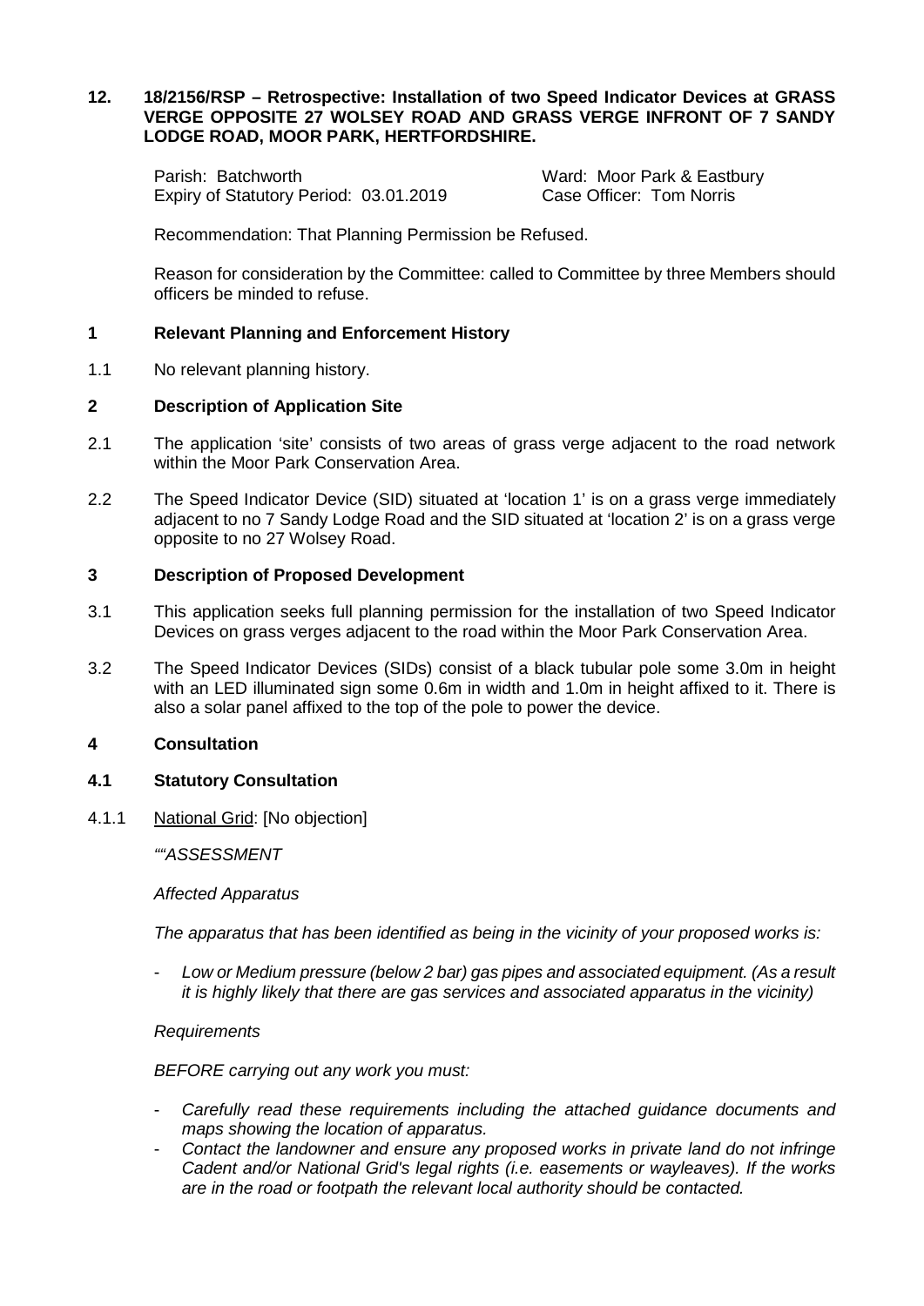**12. 18/2156/RSP – Retrospective: Installation of two Speed Indicator Devices at GRASS VERGE OPPOSITE 27 WOLSEY ROAD AND GRASS VERGE INFRONT OF 7 SANDY LODGE ROAD, MOOR PARK, HERTFORDSHIRE.**

Parish: Batchworth  
Expiry of Statutory Period: 03.01.2019

Ward: Moor Park & Eastbury  
Case Officer: Tom Norris

Recommendation: That Planning Permission be Refused.

Reason for consideration by the Committee: called to Committee by three Members should officers be minded to refuse.

## 1 Relevant Planning and Enforcement History

1.1 No relevant planning history.

## 2 Description of Application Site

2.1 The application 'site' consists of two areas of grass verge adjacent to the road network within the Moor Park Conservation Area.

2.2 The Speed Indicator Device (SID) situated at 'location 1' is on a grass verge immediately adjacent to no 7 Sandy Lodge Road and the SID situated at 'location 2' is on a grass verge opposite to no 27 Wolsey Road.

## 3 Description of Proposed Development

3.1 This application seeks full planning permission for the installation of two Speed Indicator Devices on grass verges adjacent to the road within the Moor Park Conservation Area.

3.2 The Speed Indicator Devices (SIDs) consist of a black tubular pole some 3.0m in height with an LED illuminated sign some 0.6m in width and 1.0m in height affixed to it. There is also a solar panel affixed to the top of the pole to power the device.

## 4 Consultation

### 4.1 Statutory Consultation

4.1.1 National Grid: [No objection]

*""ASSESSMENT*

*Affected Apparatus*

*The apparatus that has been identified as being in the vicinity of your proposed works is:*

- *Low or Medium pressure (below 2 bar) gas pipes and associated equipment. (As a result it is highly likely that there are gas services and associated apparatus in the vicinity)*

*Requirements*

*BEFORE carrying out any work you must:*

- *Carefully read these requirements including the attached guidance documents and maps showing the location of apparatus.*
- *Contact the landowner and ensure any proposed works in private land do not infringe Cadent and/or National Grid's legal rights (i.e. easements or wayleaves). If the works are in the road or footpath the relevant local authority should be contacted.*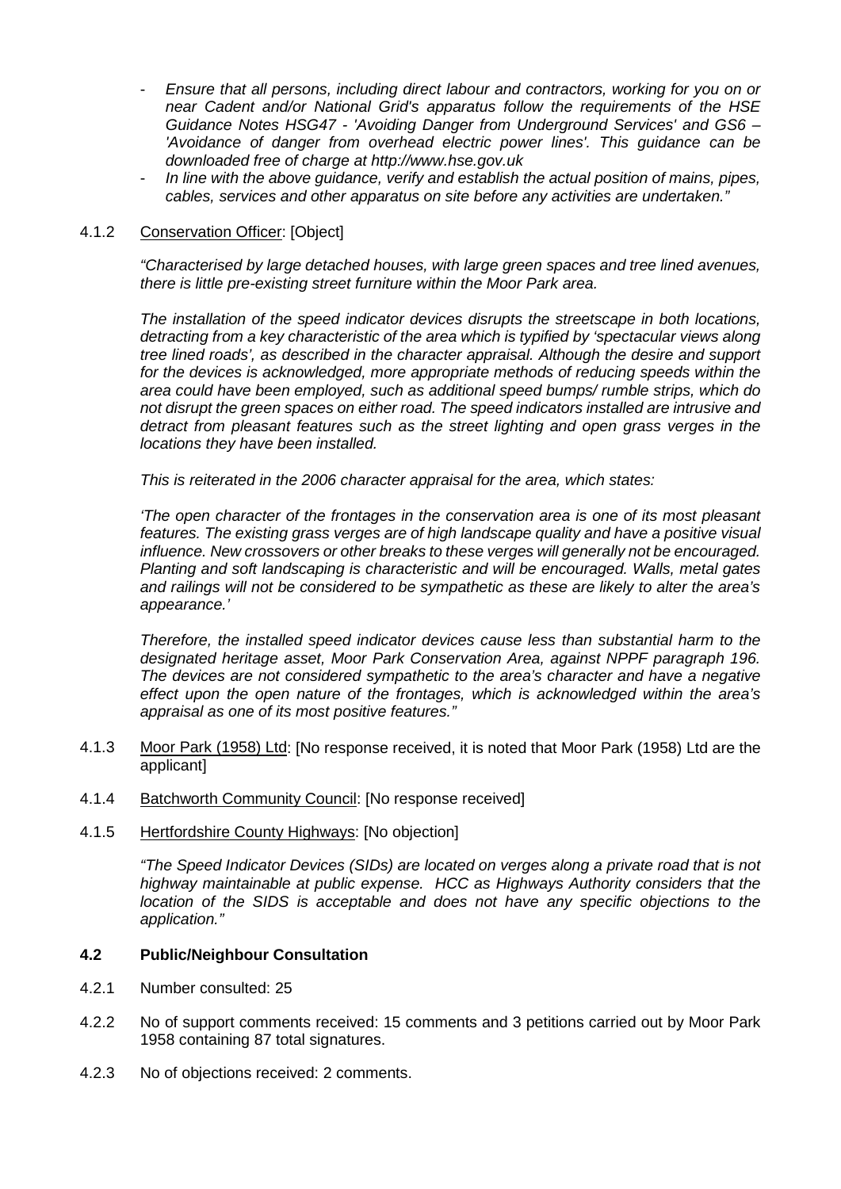- *Ensure that all persons, including direct labour and contractors, working for you on or near Cadent and/or National Grid's apparatus follow the requirements of the HSE Guidance Notes HSG47 - 'Avoiding Danger from Underground Services' and GS6 – 'Avoidance of danger from overhead electric power lines'. This guidance can be downloaded free of charge at http://www.hse.gov.uk*
- *In line with the above guidance, verify and establish the actual position of mains, pipes, cables, services and other apparatus on site before any activities are undertaken."*

4.1.2 Conservation Officer: [Object]

*"Characterised by large detached houses, with large green spaces and tree lined avenues, there is little pre-existing street furniture within the Moor Park area.*

*The installation of the speed indicator devices disrupts the streetscape in both locations, detracting from a key characteristic of the area which is typified by 'spectacular views along tree lined roads', as described in the character appraisal. Although the desire and support for the devices is acknowledged, more appropriate methods of reducing speeds within the area could have been employed, such as additional speed bumps/ rumble strips, which do not disrupt the green spaces on either road. The speed indicators installed are intrusive and detract from pleasant features such as the street lighting and open grass verges in the locations they have been installed.*

*This is reiterated in the 2006 character appraisal for the area, which states:*

*'The open character of the frontages in the conservation area is one of its most pleasant features. The existing grass verges are of high landscape quality and have a positive visual influence. New crossovers or other breaks to these verges will generally not be encouraged. Planting and soft landscaping is characteristic and will be encouraged. Walls, metal gates and railings will not be considered to be sympathetic as these are likely to alter the area's appearance.'*

*Therefore, the installed speed indicator devices cause less than substantial harm to the designated heritage asset, Moor Park Conservation Area, against NPPF paragraph 196. The devices are not considered sympathetic to the area's character and have a negative effect upon the open nature of the frontages, which is acknowledged within the area's appraisal as one of its most positive features."*

4.1.3 Moor Park (1958) Ltd: [No response received, it is noted that Moor Park (1958) Ltd are the applicant]

4.1.4 Batchworth Community Council: [No response received]

4.1.5 Hertfordshire County Highways: [No objection]

*"The Speed Indicator Devices (SIDs) are located on verges along a private road that is not highway maintainable at public expense. HCC as Highways Authority considers that the location of the SIDS is acceptable and does not have any specific objections to the application."*

### 4.2 Public/Neighbour Consultation

4.2.1 Number consulted: 25

4.2.2 No of support comments received: 15 comments and 3 petitions carried out by Moor Park 1958 containing 87 total signatures.

4.2.3 No of objections received: 2 comments.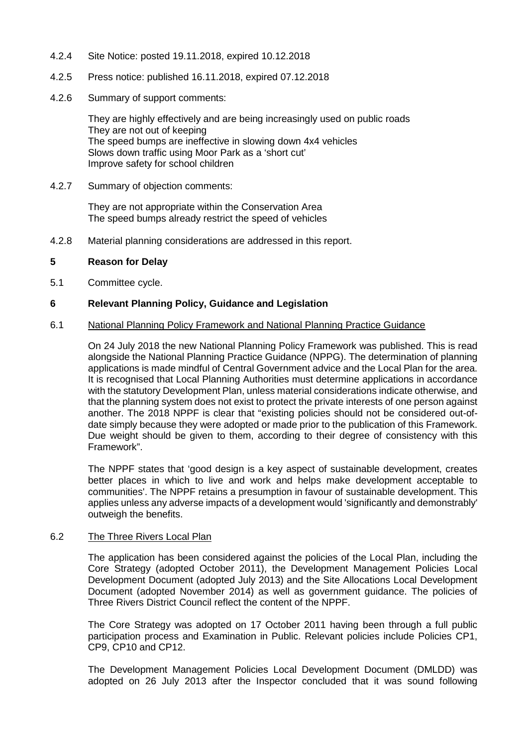4.2.4 Site Notice: posted 19.11.2018, expired 10.12.2018

4.2.5 Press notice: published 16.11.2018, expired 07.12.2018

4.2.6 Summary of support comments:

They are highly effectively and are being increasingly used on public roads
They are not out of keeping
The speed bumps are ineffective in slowing down 4x4 vehicles
Slows down traffic using Moor Park as a 'short cut'
Improve safety for school children

4.2.7 Summary of objection comments:

They are not appropriate within the Conservation Area
The speed bumps already restrict the speed of vehicles

4.2.8 Material planning considerations are addressed in this report.

## 5 Reason for Delay

5.1 Committee cycle.

## 6 Relevant Planning Policy, Guidance and Legislation

6.1 National Planning Policy Framework and National Planning Practice Guidance

On 24 July 2018 the new National Planning Policy Framework was published. This is read alongside the National Planning Practice Guidance (NPPG). The determination of planning applications is made mindful of Central Government advice and the Local Plan for the area. It is recognised that Local Planning Authorities must determine applications in accordance with the statutory Development Plan, unless material considerations indicate otherwise, and that the planning system does not exist to protect the private interests of one person against another. The 2018 NPPF is clear that "existing policies should not be considered out-of-date simply because they were adopted or made prior to the publication of this Framework. Due weight should be given to them, according to their degree of consistency with this Framework".

The NPPF states that 'good design is a key aspect of sustainable development, creates better places in which to live and work and helps make development acceptable to communities'. The NPPF retains a presumption in favour of sustainable development. This applies unless any adverse impacts of a development would 'significantly and demonstrably' outweigh the benefits.

6.2 The Three Rivers Local Plan

The application has been considered against the policies of the Local Plan, including the Core Strategy (adopted October 2011), the Development Management Policies Local Development Document (adopted July 2013) and the Site Allocations Local Development Document (adopted November 2014) as well as government guidance. The policies of Three Rivers District Council reflect the content of the NPPF.

The Core Strategy was adopted on 17 October 2011 having been through a full public participation process and Examination in Public. Relevant policies include Policies CP1, CP9, CP10 and CP12.

The Development Management Policies Local Development Document (DMLDD) was adopted on 26 July 2013 after the Inspector concluded that it was sound following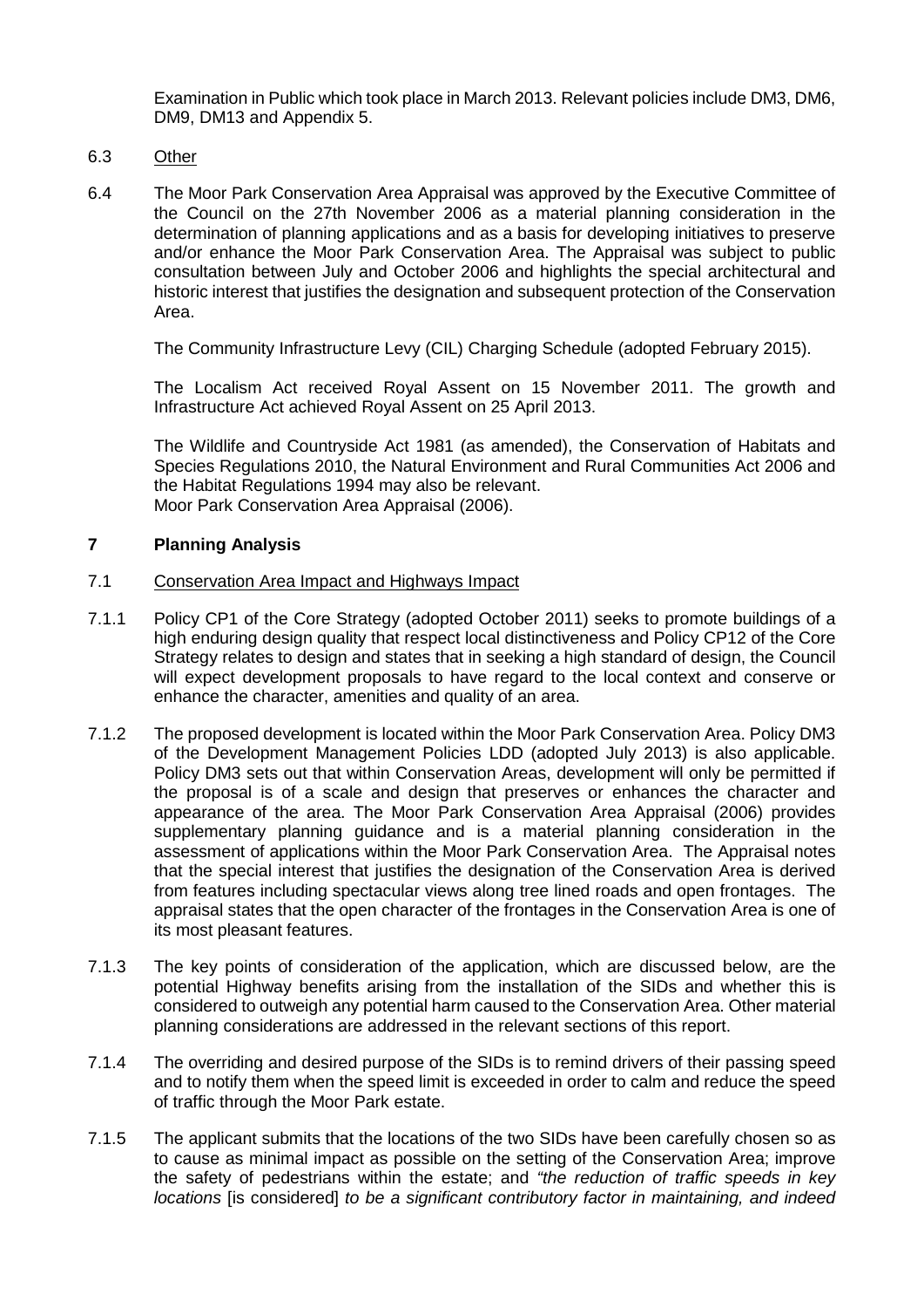Examination in Public which took place in March 2013. Relevant policies include DM3, DM6, DM9, DM13 and Appendix 5.

6.3 Other

6.4 The Moor Park Conservation Area Appraisal was approved by the Executive Committee of the Council on the 27th November 2006 as a material planning consideration in the determination of planning applications and as a basis for developing initiatives to preserve and/or enhance the Moor Park Conservation Area. The Appraisal was subject to public consultation between July and October 2006 and highlights the special architectural and historic interest that justifies the designation and subsequent protection of the Conservation Area.

The Community Infrastructure Levy (CIL) Charging Schedule (adopted February 2015).

The Localism Act received Royal Assent on 15 November 2011. The growth and Infrastructure Act achieved Royal Assent on 25 April 2013.

The Wildlife and Countryside Act 1981 (as amended), the Conservation of Habitats and Species Regulations 2010, the Natural Environment and Rural Communities Act 2006 and the Habitat Regulations 1994 may also be relevant.
Moor Park Conservation Area Appraisal (2006).

## 7 Planning Analysis

7.1 Conservation Area Impact and Highways Impact

7.1.1 Policy CP1 of the Core Strategy (adopted October 2011) seeks to promote buildings of a high enduring design quality that respect local distinctiveness and Policy CP12 of the Core Strategy relates to design and states that in seeking a high standard of design, the Council will expect development proposals to have regard to the local context and conserve or enhance the character, amenities and quality of an area.

7.1.2 The proposed development is located within the Moor Park Conservation Area. Policy DM3 of the Development Management Policies LDD (adopted July 2013) is also applicable. Policy DM3 sets out that within Conservation Areas, development will only be permitted if the proposal is of a scale and design that preserves or enhances the character and appearance of the area. The Moor Park Conservation Area Appraisal (2006) provides supplementary planning guidance and is a material planning consideration in the assessment of applications within the Moor Park Conservation Area. The Appraisal notes that the special interest that justifies the designation of the Conservation Area is derived from features including spectacular views along tree lined roads and open frontages. The appraisal states that the open character of the frontages in the Conservation Area is one of its most pleasant features.

7.1.3 The key points of consideration of the application, which are discussed below, are the potential Highway benefits arising from the installation of the SIDs and whether this is considered to outweigh any potential harm caused to the Conservation Area. Other material planning considerations are addressed in the relevant sections of this report.

7.1.4 The overriding and desired purpose of the SIDs is to remind drivers of their passing speed and to notify them when the speed limit is exceeded in order to calm and reduce the speed of traffic through the Moor Park estate.

7.1.5 The applicant submits that the locations of the two SIDs have been carefully chosen so as to cause as minimal impact as possible on the setting of the Conservation Area; improve the safety of pedestrians within the estate; and *"the reduction of traffic speeds in key locations* [is considered] *to be a significant contributory factor in maintaining, and indeed*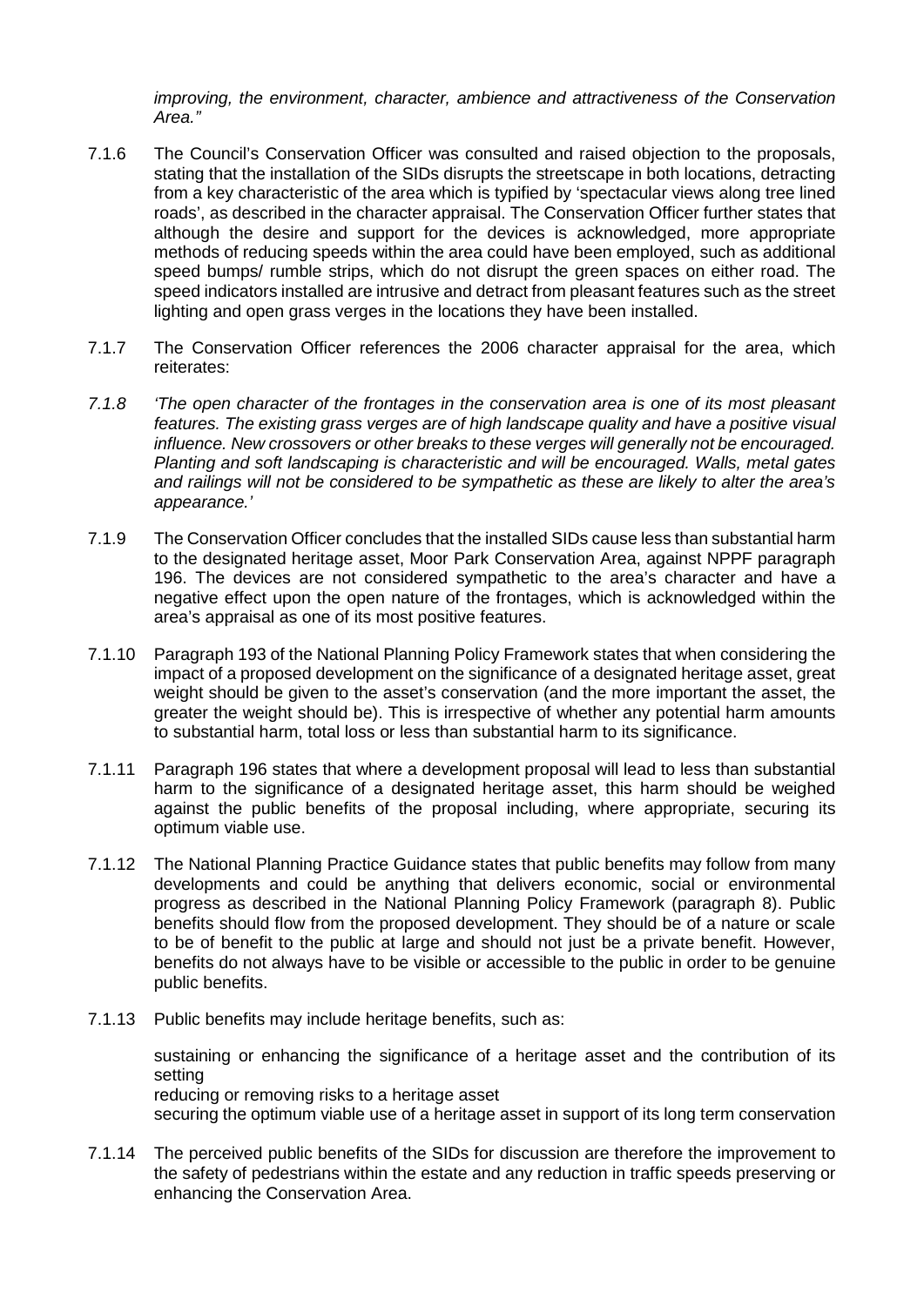*improving, the environment, character, ambience and attractiveness of the Conservation Area."*

7.1.6 The Council's Conservation Officer was consulted and raised objection to the proposals, stating that the installation of the SIDs disrupts the streetscape in both locations, detracting from a key characteristic of the area which is typified by 'spectacular views along tree lined roads', as described in the character appraisal. The Conservation Officer further states that although the desire and support for the devices is acknowledged, more appropriate methods of reducing speeds within the area could have been employed, such as additional speed bumps/ rumble strips, which do not disrupt the green spaces on either road. The speed indicators installed are intrusive and detract from pleasant features such as the street lighting and open grass verges in the locations they have been installed.

7.1.7 The Conservation Officer references the 2006 character appraisal for the area, which reiterates:

*7.1.8 'The open character of the frontages in the conservation area is one of its most pleasant features. The existing grass verges are of high landscape quality and have a positive visual influence. New crossovers or other breaks to these verges will generally not be encouraged. Planting and soft landscaping is characteristic and will be encouraged. Walls, metal gates and railings will not be considered to be sympathetic as these are likely to alter the area's appearance.'*

7.1.9 The Conservation Officer concludes that the installed SIDs cause less than substantial harm to the designated heritage asset, Moor Park Conservation Area, against NPPF paragraph 196. The devices are not considered sympathetic to the area's character and have a negative effect upon the open nature of the frontages, which is acknowledged within the area's appraisal as one of its most positive features.

7.1.10 Paragraph 193 of the National Planning Policy Framework states that when considering the impact of a proposed development on the significance of a designated heritage asset, great weight should be given to the asset's conservation (and the more important the asset, the greater the weight should be). This is irrespective of whether any potential harm amounts to substantial harm, total loss or less than substantial harm to its significance.

7.1.11 Paragraph 196 states that where a development proposal will lead to less than substantial harm to the significance of a designated heritage asset, this harm should be weighed against the public benefits of the proposal including, where appropriate, securing its optimum viable use.

7.1.12 The National Planning Practice Guidance states that public benefits may follow from many developments and could be anything that delivers economic, social or environmental progress as described in the National Planning Policy Framework (paragraph 8). Public benefits should flow from the proposed development. They should be of a nature or scale to be of benefit to the public at large and should not just be a private benefit. However, benefits do not always have to be visible or accessible to the public in order to be genuine public benefits.

7.1.13 Public benefits may include heritage benefits, such as:

sustaining or enhancing the significance of a heritage asset and the contribution of its setting
reducing or removing risks to a heritage asset
securing the optimum viable use of a heritage asset in support of its long term conservation

7.1.14 The perceived public benefits of the SIDs for discussion are therefore the improvement to the safety of pedestrians within the estate and any reduction in traffic speeds preserving or enhancing the Conservation Area.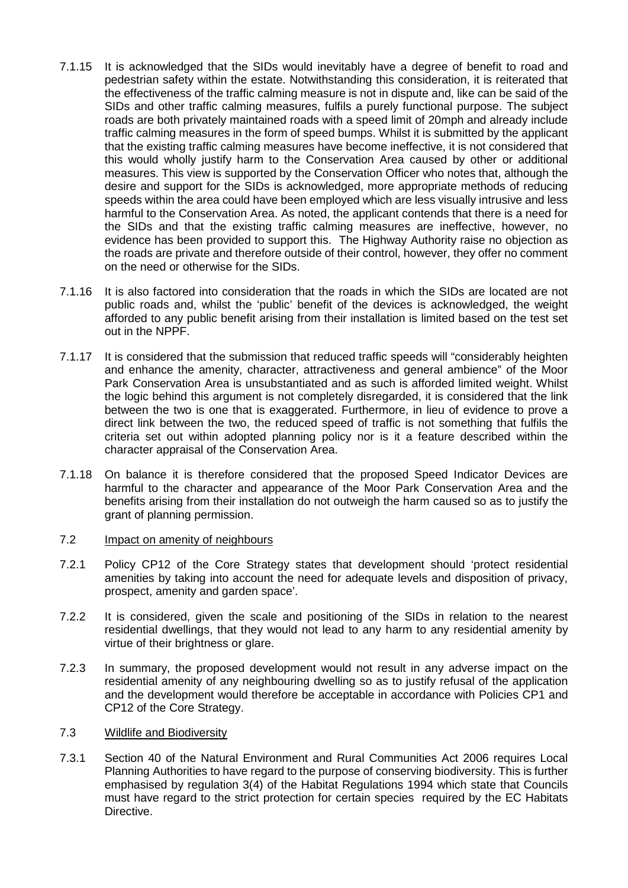7.1.15 It is acknowledged that the SIDs would inevitably have a degree of benefit to road and pedestrian safety within the estate. Notwithstanding this consideration, it is reiterated that the effectiveness of the traffic calming measure is not in dispute and, like can be said of the SIDs and other traffic calming measures, fulfils a purely functional purpose. The subject roads are both privately maintained roads with a speed limit of 20mph and already include traffic calming measures in the form of speed bumps. Whilst it is submitted by the applicant that the existing traffic calming measures have become ineffective, it is not considered that this would wholly justify harm to the Conservation Area caused by other or additional measures. This view is supported by the Conservation Officer who notes that, although the desire and support for the SIDs is acknowledged, more appropriate methods of reducing speeds within the area could have been employed which are less visually intrusive and less harmful to the Conservation Area. As noted, the applicant contends that there is a need for the SIDs and that the existing traffic calming measures are ineffective, however, no evidence has been provided to support this. The Highway Authority raise no objection as the roads are private and therefore outside of their control, however, they offer no comment on the need or otherwise for the SIDs.

7.1.16 It is also factored into consideration that the roads in which the SIDs are located are not public roads and, whilst the 'public' benefit of the devices is acknowledged, the weight afforded to any public benefit arising from their installation is limited based on the test set out in the NPPF.

7.1.17 It is considered that the submission that reduced traffic speeds will "considerably heighten and enhance the amenity, character, attractiveness and general ambience" of the Moor Park Conservation Area is unsubstantiated and as such is afforded limited weight. Whilst the logic behind this argument is not completely disregarded, it is considered that the link between the two is one that is exaggerated. Furthermore, in lieu of evidence to prove a direct link between the two, the reduced speed of traffic is not something that fulfils the criteria set out within adopted planning policy nor is it a feature described within the character appraisal of the Conservation Area.

7.1.18 On balance it is therefore considered that the proposed Speed Indicator Devices are harmful to the character and appearance of the Moor Park Conservation Area and the benefits arising from their installation do not outweigh the harm caused so as to justify the grant of planning permission.

## 7.2 Impact on amenity of neighbours

7.2.1 Policy CP12 of the Core Strategy states that development should 'protect residential amenities by taking into account the need for adequate levels and disposition of privacy, prospect, amenity and garden space'.

7.2.2 It is considered, given the scale and positioning of the SIDs in relation to the nearest residential dwellings, that they would not lead to any harm to any residential amenity by virtue of their brightness or glare.

7.2.3 In summary, the proposed development would not result in any adverse impact on the residential amenity of any neighbouring dwelling so as to justify refusal of the application and the development would therefore be acceptable in accordance with Policies CP1 and CP12 of the Core Strategy.

## 7.3 Wildlife and Biodiversity

7.3.1 Section 40 of the Natural Environment and Rural Communities Act 2006 requires Local Planning Authorities to have regard to the purpose of conserving biodiversity. This is further emphasised by regulation 3(4) of the Habitat Regulations 1994 which state that Councils must have regard to the strict protection for certain species required by the EC Habitats Directive.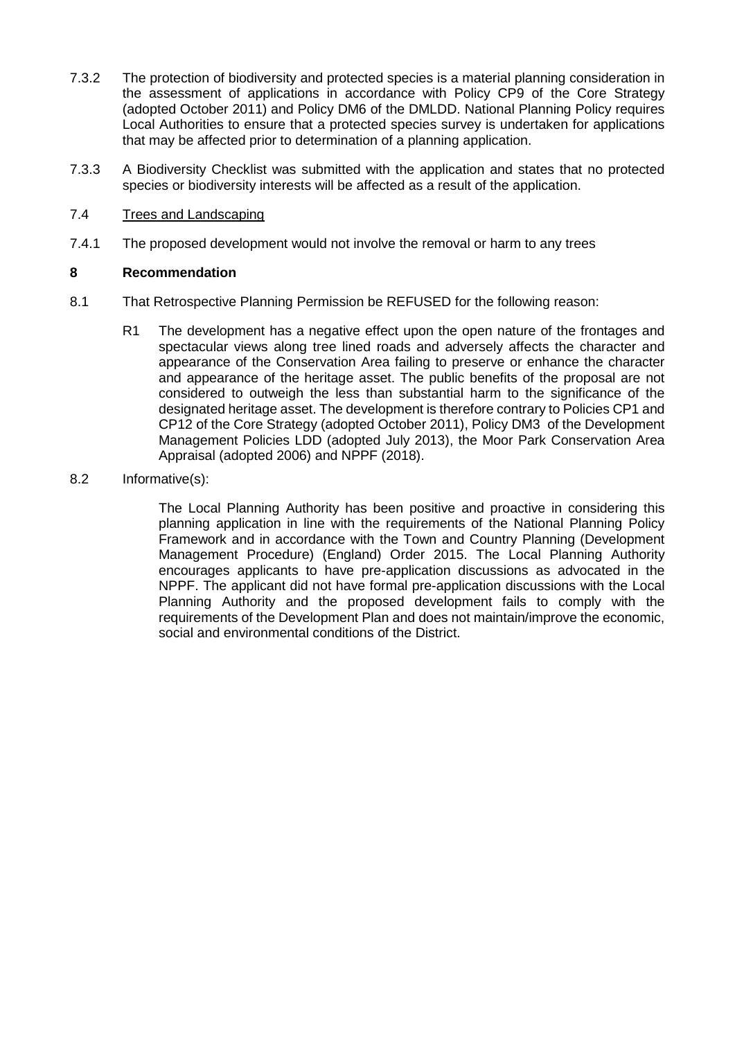7.3.2 The protection of biodiversity and protected species is a material planning consideration in the assessment of applications in accordance with Policy CP9 of the Core Strategy (adopted October 2011) and Policy DM6 of the DMLDD. National Planning Policy requires Local Authorities to ensure that a protected species survey is undertaken for applications that may be affected prior to determination of a planning application.

7.3.3 A Biodiversity Checklist was submitted with the application and states that no protected species or biodiversity interests will be affected as a result of the application.

7.4 Trees and Landscaping

7.4.1 The proposed development would not involve the removal or harm to any trees

## 8 Recommendation

8.1 That Retrospective Planning Permission be REFUSED for the following reason:

R1 The development has a negative effect upon the open nature of the frontages and spectacular views along tree lined roads and adversely affects the character and appearance of the Conservation Area failing to preserve or enhance the character and appearance of the heritage asset. The public benefits of the proposal are not considered to outweigh the less than substantial harm to the significance of the designated heritage asset. The development is therefore contrary to Policies CP1 and CP12 of the Core Strategy (adopted October 2011), Policy DM3 of the Development Management Policies LDD (adopted July 2013), the Moor Park Conservation Area Appraisal (adopted 2006) and NPPF (2018).

8.2 Informative(s):

The Local Planning Authority has been positive and proactive in considering this planning application in line with the requirements of the National Planning Policy Framework and in accordance with the Town and Country Planning (Development Management Procedure) (England) Order 2015. The Local Planning Authority encourages applicants to have pre-application discussions as advocated in the NPPF. The applicant did not have formal pre-application discussions with the Local Planning Authority and the proposed development fails to comply with the requirements of the Development Plan and does not maintain/improve the economic, social and environmental conditions of the District.